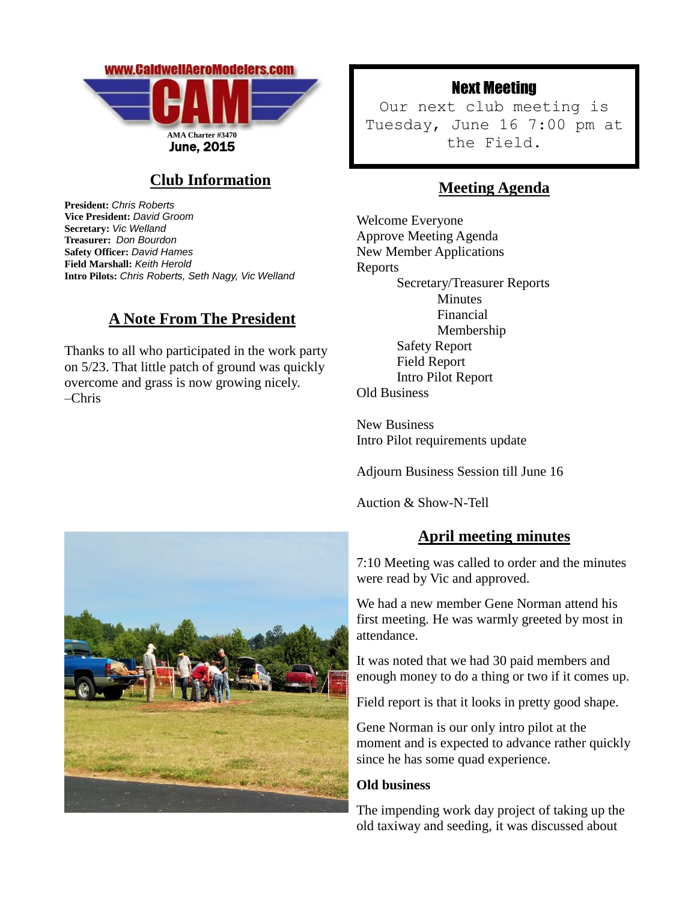www.CaldwellAeroModelers.com

# CAM

AMA Charter #3470

June, 2015

## Next Meeting

Our next club meeting is Tuesday, June 16 7:00 pm at the Field.

## Club Information

**President:** *Chris Roberts*
**Vice President:** *David Groom*
**Secretary:** *Vic Welland*
**Treasurer:** *Don Bourdon*
**Safety Officer:** *David Hames*
**Field Marshall:** *Keith Herold*
**Intro Pilots:** *Chris Roberts, Seth Nagy, Vic Welland*

## A Note From The President

Thanks to all who participated in the work party on 5/23. That little patch of ground was quickly overcome and grass is now growing nicely.
–Chris

## Meeting Agenda

Welcome Everyone
Approve Meeting Agenda
New Member Applications
Reports
- Secretary/Treasurer Reports
  - Minutes
  - Financial
  - Membership
- Safety Report
- Field Report
- Intro Pilot Report

Old Business

New Business
Intro Pilot requirements update

Adjourn Business Session till June 16

Auction & Show-N-Tell

## April meeting minutes

7:10 Meeting was called to order and the minutes were read by Vic and approved.

We had a new member Gene Norman attend his first meeting. He was warmly greeted by most in attendance.

It was noted that we had 30 paid members and enough money to do a thing or two if it comes up.

Field report is that it looks in pretty good shape.

Gene Norman is our only intro pilot at the moment and is expected to advance rather quickly since he has some quad experience.

**Old business**

The impending work day project of taking up the old taxiway and seeding, it was discussed about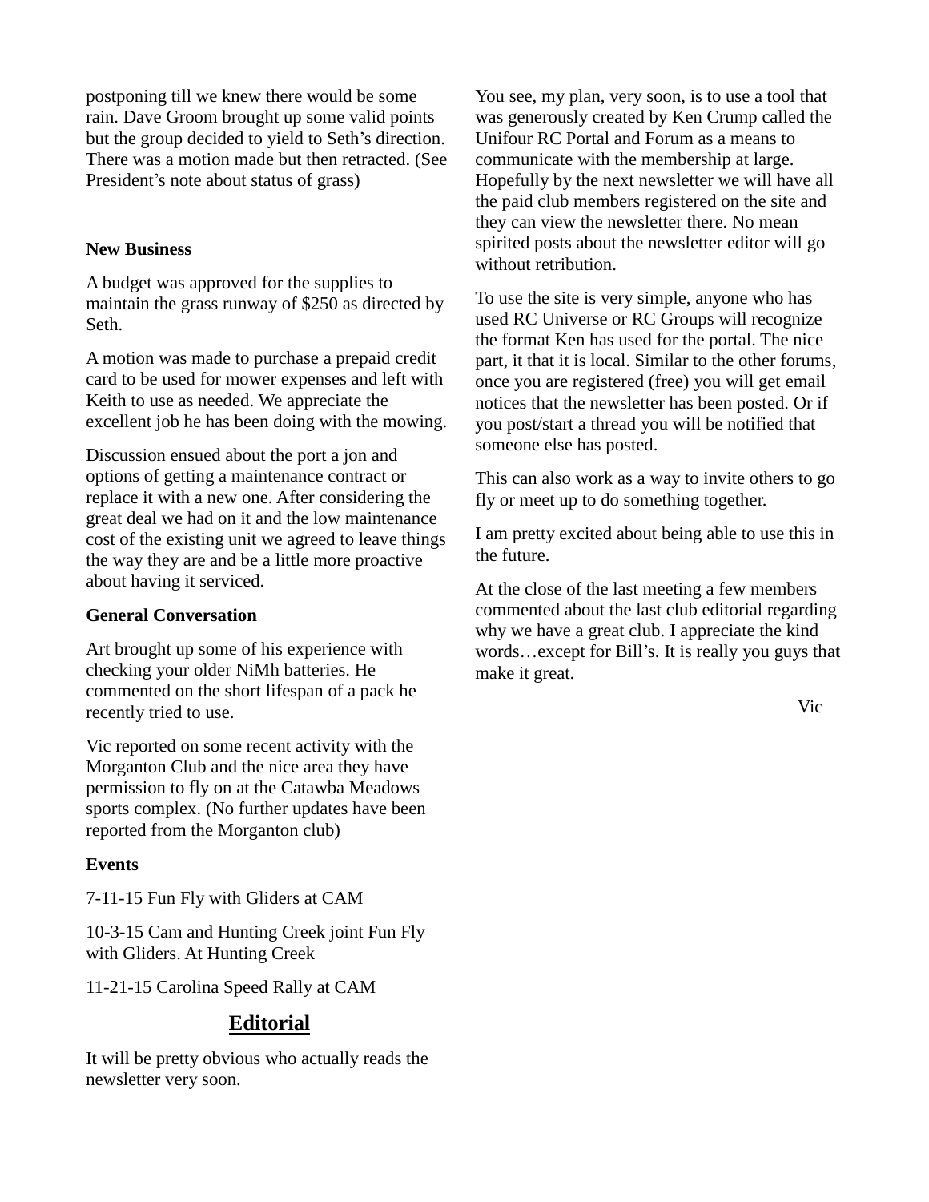postponing till we knew there would be some rain. Dave Groom brought up some valid points but the group decided to yield to Seth's direction. There was a motion made but then retracted. (See President's note about status of grass)

**New Business**

A budget was approved for the supplies to maintain the grass runway of $250 as directed by Seth.

A motion was made to purchase a prepaid credit card to be used for mower expenses and left with Keith to use as needed. We appreciate the excellent job he has been doing with the mowing.

Discussion ensued about the port a jon and options of getting a maintenance contract or replace it with a new one. After considering the great deal we had on it and the low maintenance cost of the existing unit we agreed to leave things the way they are and be a little more proactive about having it serviced.

**General Conversation**

Art brought up some of his experience with checking your older NiMh batteries. He commented on the short lifespan of a pack he recently tried to use.

Vic reported on some recent activity with the Morganton Club and the nice area they have permission to fly on at the Catawba Meadows sports complex. (No further updates have been reported from the Morganton club)

**Events**

7-11-15 Fun Fly with Gliders at CAM

10-3-15 Cam and Hunting Creek joint Fun Fly with Gliders. At Hunting Creek

11-21-15 Carolina Speed Rally at CAM

## Editorial

It will be pretty obvious who actually reads the newsletter very soon.

You see, my plan, very soon, is to use a tool that was generously created by Ken Crump called the Unifour RC Portal and Forum as a means to communicate with the membership at large. Hopefully by the next newsletter we will have all the paid club members registered on the site and they can view the newsletter there. No mean spirited posts about the newsletter editor will go without retribution.

To use the site is very simple, anyone who has used RC Universe or RC Groups will recognize the format Ken has used for the portal. The nice part, it that it is local. Similar to the other forums, once you are registered (free) you will get email notices that the newsletter has been posted. Or if you post/start a thread you will be notified that someone else has posted.

This can also work as a way to invite others to go fly or meet up to do something together.

I am pretty excited about being able to use this in the future.

At the close of the last meeting a few members commented about the last club editorial regarding why we have a great club. I appreciate the kind words…except for Bill's. It is really you guys that make it great.

Vic